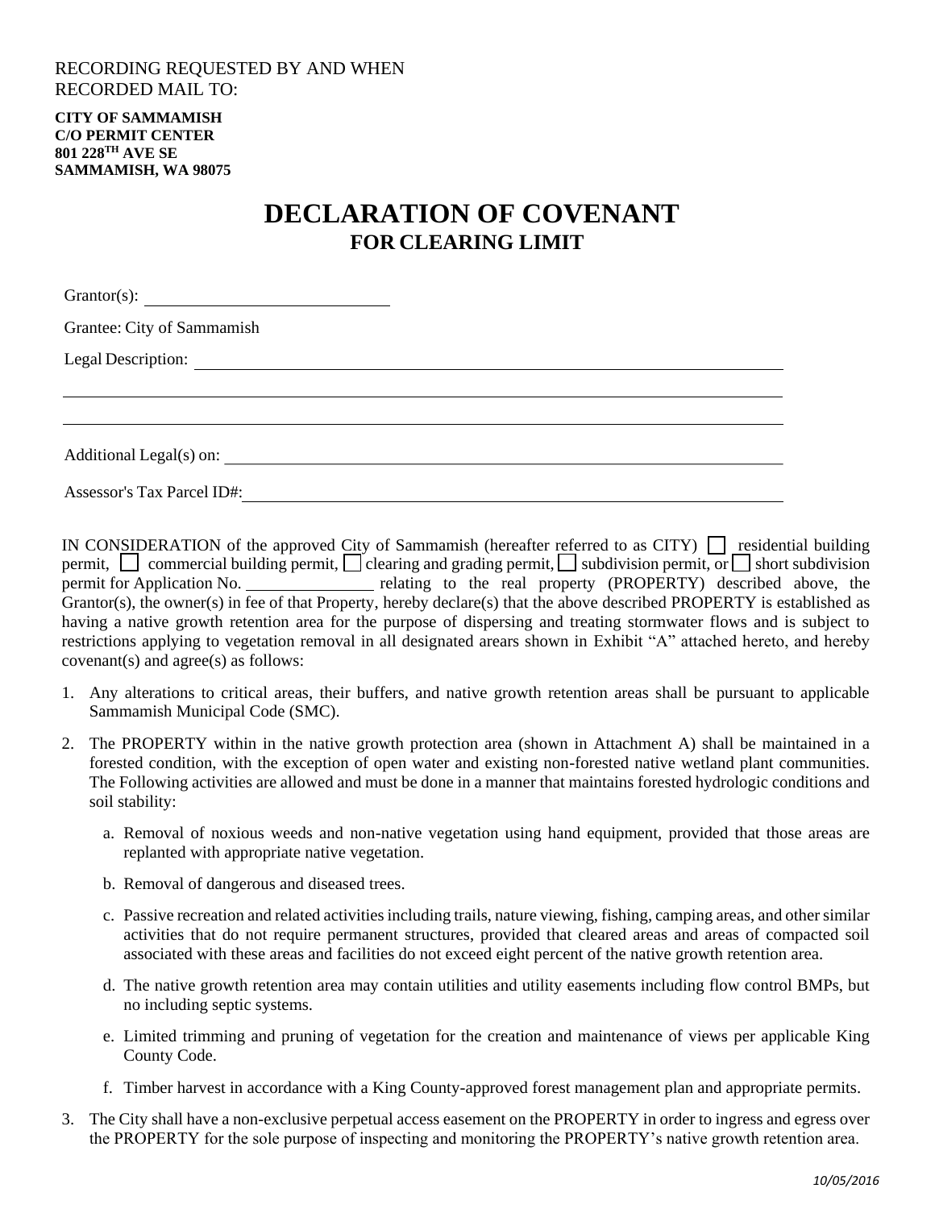RECORDING REQUESTED BY AND WHEN
RECORDED MAIL TO:

**CITY OF SAMMAMISH**
**C/O PERMIT CENTER**
**801 228TH AVE SE**
**SAMMAMISH, WA 98075**

# DECLARATION OF COVENANT
## FOR CLEARING LIMIT

Grantor(s): ______________________________

Grantee: City of Sammamish

Legal Description: ____________________________________________________________

____________________________________________________________

____________________________________________________________

Additional Legal(s) on: ____________________________________________________________

Assessor's Tax Parcel ID#: ____________________________________________________________

IN CONSIDERATION of the approved City of Sammamish (hereafter referred to as CITY) ☐ residential building permit, ☐ commercial building permit, ☐ clearing and grading permit, ☐ subdivision permit, or ☐ short subdivision permit for Application No. ______________ relating to the real property (PROPERTY) described above, the Grantor(s), the owner(s) in fee of that Property, hereby declare(s) that the above described PROPERTY is established as having a native growth retention area for the purpose of dispersing and treating stormwater flows and is subject to restrictions applying to vegetation removal in all designated arears shown in Exhibit "A" attached hereto, and hereby covenant(s) and agree(s) as follows:

1. Any alterations to critical areas, their buffers, and native growth retention areas shall be pursuant to applicable Sammamish Municipal Code (SMC).
2. The PROPERTY within in the native growth protection area (shown in Attachment A) shall be maintained in a forested condition, with the exception of open water and existing non-forested native wetland plant communities. The Following activities are allowed and must be done in a manner that maintains forested hydrologic conditions and soil stability:
   a. Removal of noxious weeds and non-native vegetation using hand equipment, provided that those areas are replanted with appropriate native vegetation.
   b. Removal of dangerous and diseased trees.
   c. Passive recreation and related activities including trails, nature viewing, fishing, camping areas, and other similar activities that do not require permanent structures, provided that cleared areas and areas of compacted soil associated with these areas and facilities do not exceed eight percent of the native growth retention area.
   d. The native growth retention area may contain utilities and utility easements including flow control BMPs, but no including septic systems.
   e. Limited trimming and pruning of vegetation for the creation and maintenance of views per applicable King County Code.
   f. Timber harvest in accordance with a King County-approved forest management plan and appropriate permits.
3. The City shall have a non-exclusive perpetual access easement on the PROPERTY in order to ingress and egress over the PROPERTY for the sole purpose of inspecting and monitoring the PROPERTY's native growth retention area.

*10/05/2016*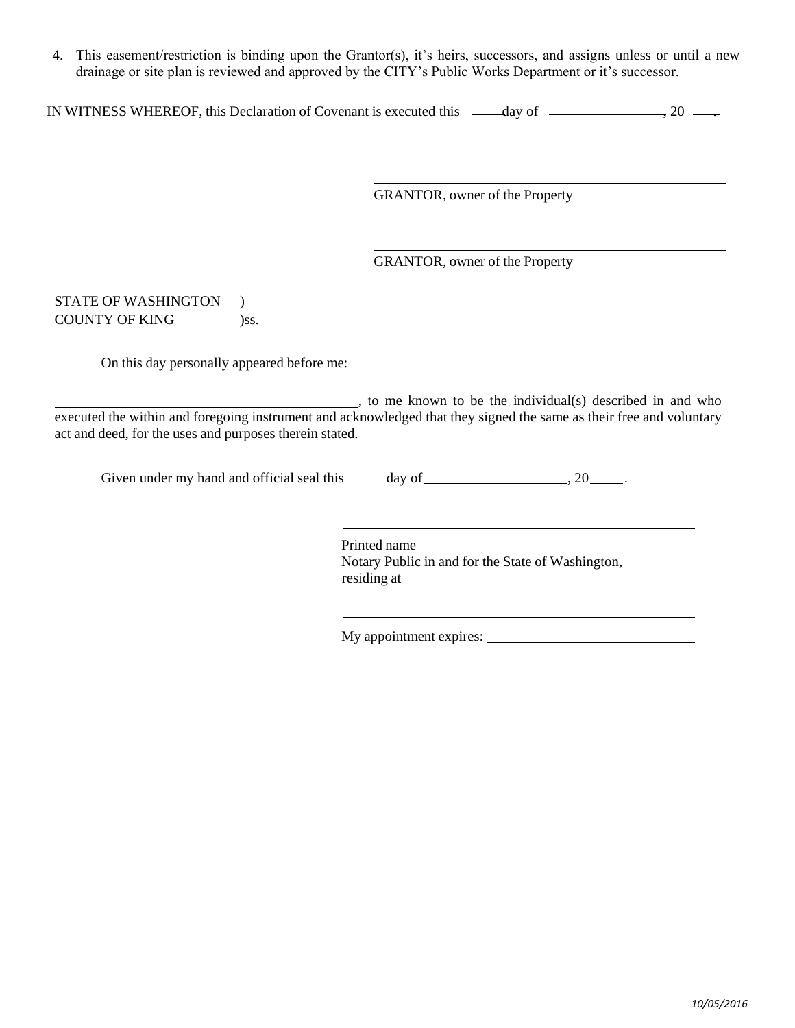4. This easement/restriction is binding upon the Grantor(s), it's heirs, successors, and assigns unless or until a new drainage or site plan is reviewed and approved by the CITY's Public Works Department or it's successor.

IN WITNESS WHEREOF, this Declaration of Covenant is executed this \_\_\_\_ day of \_\_\_\_\_\_\_\_\_\_\_\_\_\_\_\_, 20 \_\_\_\_.

\_\_\_\_\_\_\_\_\_\_\_\_\_\_\_\_\_\_\_\_\_\_\_\_\_\_\_\_\_\_\_\_\_\_\_\_\_\_\_\_\_\_\_\_\_\_\_\_
GRANTOR, owner of the Property

\_\_\_\_\_\_\_\_\_\_\_\_\_\_\_\_\_\_\_\_\_\_\_\_\_\_\_\_\_\_\_\_\_\_\_\_\_\_\_\_\_\_\_\_\_\_\_\_
GRANTOR, owner of the Property

STATE OF WASHINGTON )
COUNTY OF KING )ss.

On this day personally appeared before me:

\_\_\_\_\_\_\_\_\_\_\_\_\_\_\_\_\_\_\_\_\_\_\_\_\_\_\_\_\_\_\_\_\_\_\_\_\_\_\_\_\_\_, to me known to be the individual(s) described in and who executed the within and foregoing instrument and acknowledged that they signed the same as their free and voluntary act and deed, for the uses and purposes therein stated.

Given under my hand and official seal this \_\_\_\_\_ day of \_\_\_\_\_\_\_\_\_\_\_\_\_\_\_\_\_\_\_\_, 20 \_\_\_\_\_.

\_\_\_\_\_\_\_\_\_\_\_\_\_\_\_\_\_\_\_\_\_\_\_\_\_\_\_\_\_\_\_\_\_\_\_\_\_\_\_\_\_\_\_\_\_\_\_\_

\_\_\_\_\_\_\_\_\_\_\_\_\_\_\_\_\_\_\_\_\_\_\_\_\_\_\_\_\_\_\_\_\_\_\_\_\_\_\_\_\_\_\_\_\_\_\_\_
Printed name
Notary Public in and for the State of Washington,
residing at

\_\_\_\_\_\_\_\_\_\_\_\_\_\_\_\_\_\_\_\_\_\_\_\_\_\_\_\_\_\_\_\_\_\_\_\_\_\_\_\_\_\_\_\_\_\_\_\_

My appointment expires: \_\_\_\_\_\_\_\_\_\_\_\_\_\_\_\_\_\_\_\_\_\_\_\_\_\_\_\_\_\_

*10/05/2016*